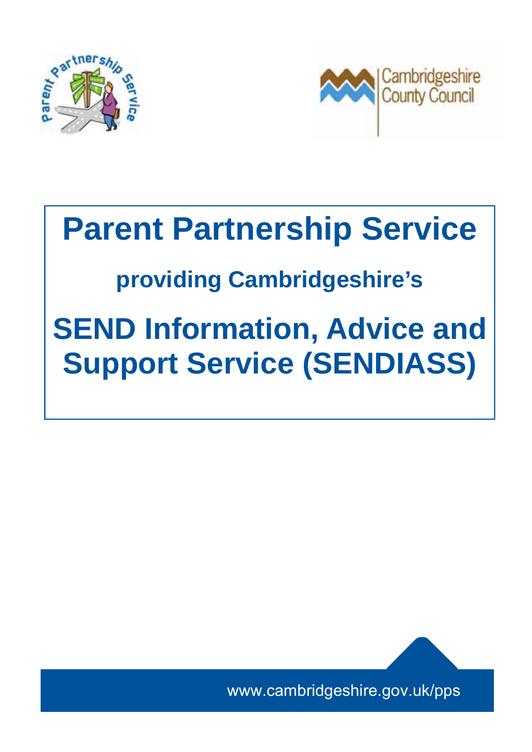# Parent Partnership Service

## providing Cambridgeshire's

# SEND Information, Advice and Support Service (SENDIASS)

www.cambridgeshire.gov.uk/pps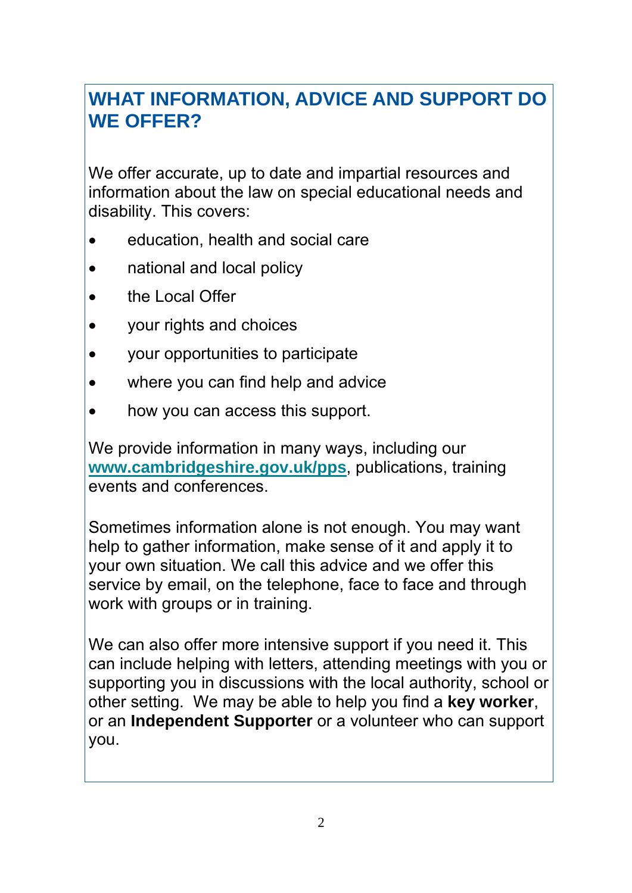## WHAT INFORMATION, ADVICE AND SUPPORT DO WE OFFER?

We offer accurate, up to date and impartial resources and information about the law on special educational needs and disability. This covers:

- education, health and social care
- national and local policy
- the Local Offer
- your rights and choices
- your opportunities to participate
- where you can find help and advice
- how you can access this support.

We provide information in many ways, including our **www.cambridgeshire.gov.uk/pps**, publications, training events and conferences.

Sometimes information alone is not enough. You may want help to gather information, make sense of it and apply it to your own situation. We call this advice and we offer this service by email, on the telephone, face to face and through work with groups or in training.

We can also offer more intensive support if you need it. This can include helping with letters, attending meetings with you or supporting you in discussions with the local authority, school or other setting. We may be able to help you find a **key worker**, or an **Independent Supporter** or a volunteer who can support you.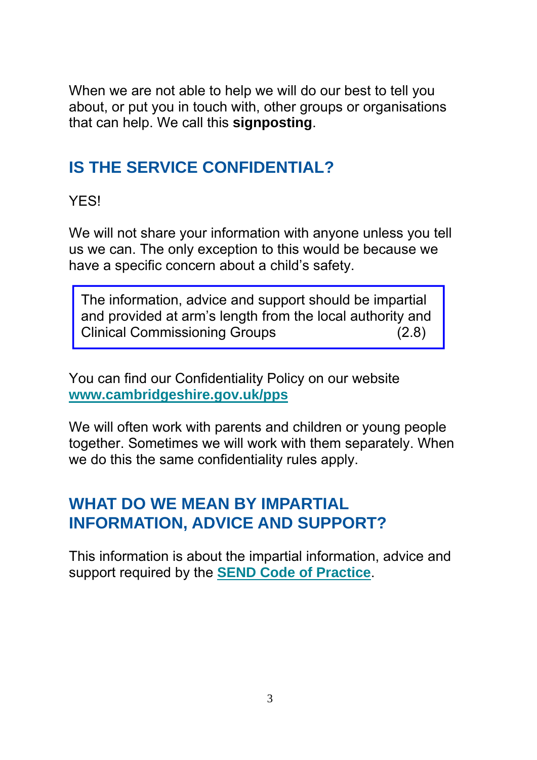When we are not able to help we will do our best to tell you about, or put you in touch with, other groups or organisations that can help. We call this **signposting**.

## IS THE SERVICE CONFIDENTIAL?

YES!

We will not share your information with anyone unless you tell us we can. The only exception to this would be because we have a specific concern about a child's safety.

> The information, advice and support should be impartial and provided at arm's length from the local authority and Clinical Commissioning Groups (2.8)

You can find our Confidentiality Policy on our website **[www.cambridgeshire.gov.uk/pps](http://www.cambridgeshire.gov.uk/pps)**

We will often work with parents and children or young people together. Sometimes we will work with them separately. When we do this the same confidentiality rules apply.

## WHAT DO WE MEAN BY IMPARTIAL INFORMATION, ADVICE AND SUPPORT?

This information is about the impartial information, advice and support required by the **SEND Code of Practice**.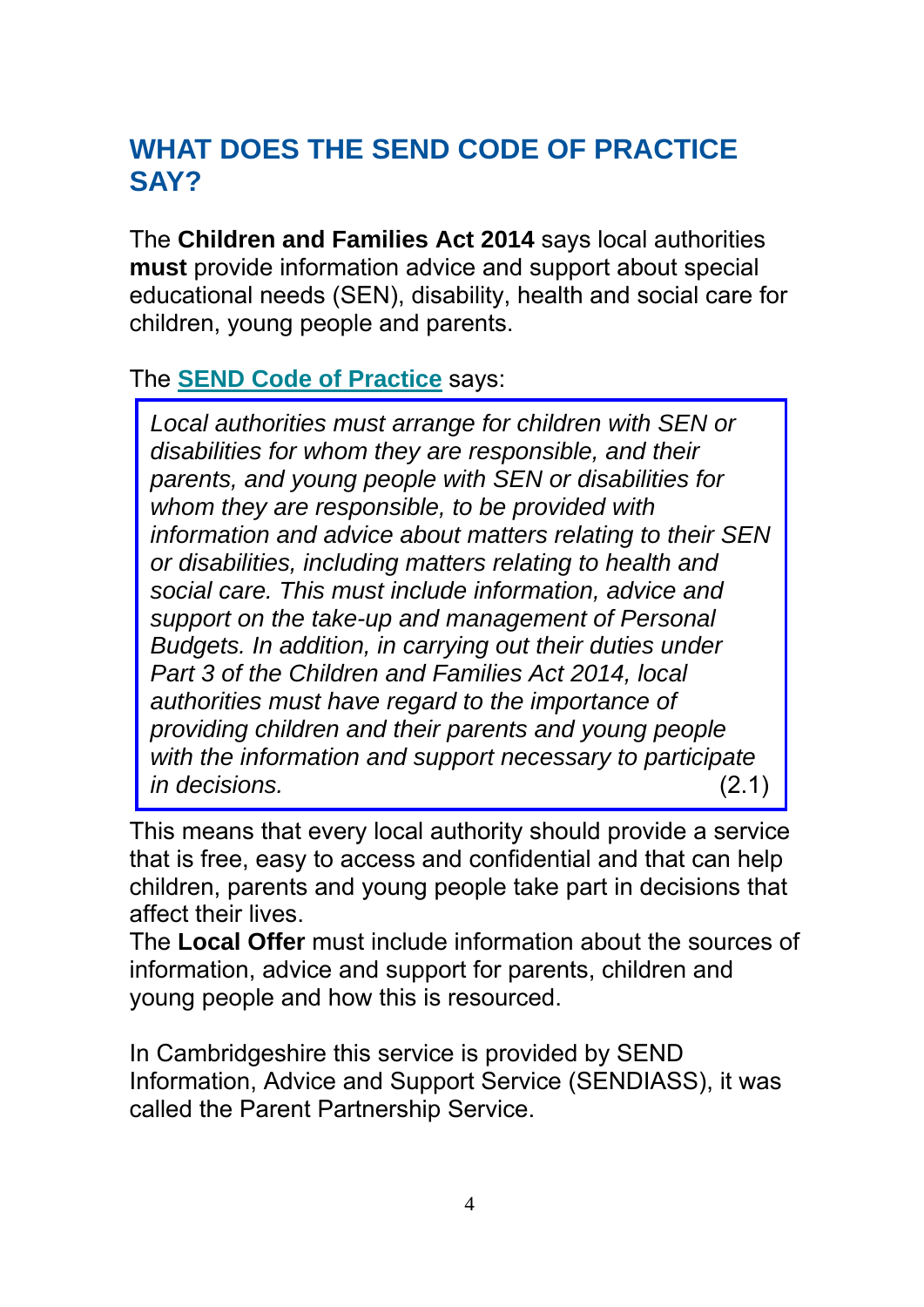## WHAT DOES THE SEND CODE OF PRACTICE SAY?

The **Children and Families Act 2014** says local authorities **must** provide information advice and support about special educational needs (SEN), disability, health and social care for children, young people and parents.

The **SEND Code of Practice** says:

> *Local authorities must arrange for children with SEN or disabilities for whom they are responsible, and their parents, and young people with SEN or disabilities for whom they are responsible, to be provided with information and advice about matters relating to their SEN or disabilities, including matters relating to health and social care. This must include information, advice and support on the take-up and management of Personal Budgets. In addition, in carrying out their duties under Part 3 of the Children and Families Act 2014, local authorities must have regard to the importance of providing children and their parents and young people with the information and support necessary to participate in decisions.* (2.1)

This means that every local authority should provide a service that is free, easy to access and confidential and that can help children, parents and young people take part in decisions that affect their lives.
The **Local Offer** must include information about the sources of information, advice and support for parents, children and young people and how this is resourced.

In Cambridgeshire this service is provided by SEND Information, Advice and Support Service (SENDIASS), it was called the Parent Partnership Service.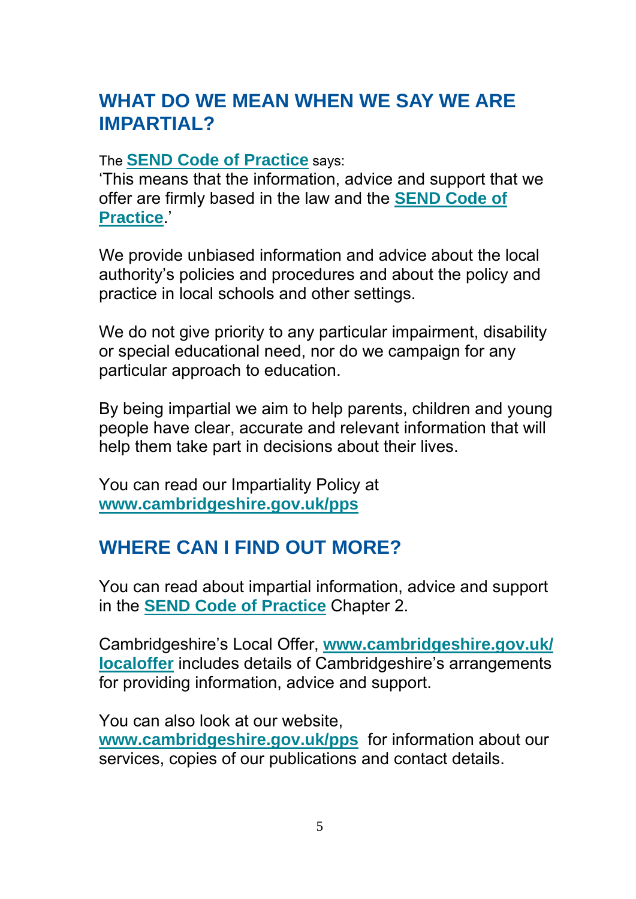## WHAT DO WE MEAN WHEN WE SAY WE ARE IMPARTIAL?

The **SEND Code of Practice** says:
'This means that the information, advice and support that we offer are firmly based in the law and the **SEND Code of Practice**.'

We provide unbiased information and advice about the local authority's policies and procedures and about the policy and practice in local schools and other settings.

We do not give priority to any particular impairment, disability or special educational need, nor do we campaign for any particular approach to education.

By being impartial we aim to help parents, children and young people have clear, accurate and relevant information that will help them take part in decisions about their lives.

You can read our Impartiality Policy at **www.cambridgeshire.gov.uk/pps**

## WHERE CAN I FIND OUT MORE?

You can read about impartial information, advice and support in the **SEND Code of Practice** Chapter 2.

Cambridgeshire's Local Offer, **www.cambridgeshire.gov.uk/localoffer** includes details of Cambridgeshire's arrangements for providing information, advice and support.

You can also look at our website, **www.cambridgeshire.gov.uk/pps** for information about our services, copies of our publications and contact details.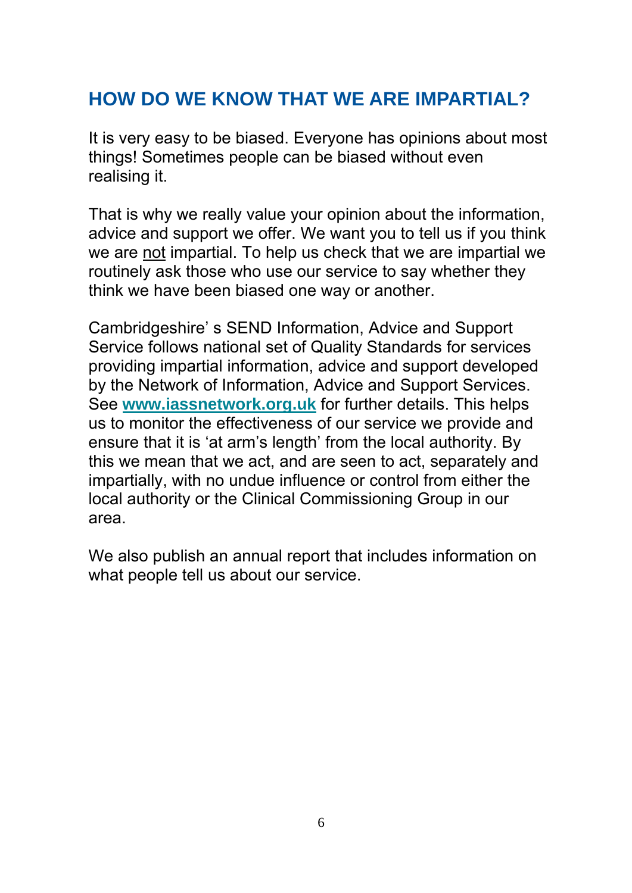## HOW DO WE KNOW THAT WE ARE IMPARTIAL?

It is very easy to be biased. Everyone has opinions about most things! Sometimes people can be biased without even realising it.

That is why we really value your opinion about the information, advice and support we offer. We want you to tell us if you think we are <u>not</u> impartial. To help us check that we are impartial we routinely ask those who use our service to say whether they think we have been biased one way or another.

Cambridgeshire' s SEND Information, Advice and Support Service follows national set of Quality Standards for services providing impartial information, advice and support developed by the Network of Information, Advice and Support Services. See **www.iassnetwork.org.uk** for further details. This helps us to monitor the effectiveness of our service we provide and ensure that it is 'at arm's length' from the local authority. By this we mean that we act, and are seen to act, separately and impartially, with no undue influence or control from either the local authority or the Clinical Commissioning Group in our area.

We also publish an annual report that includes information on what people tell us about our service.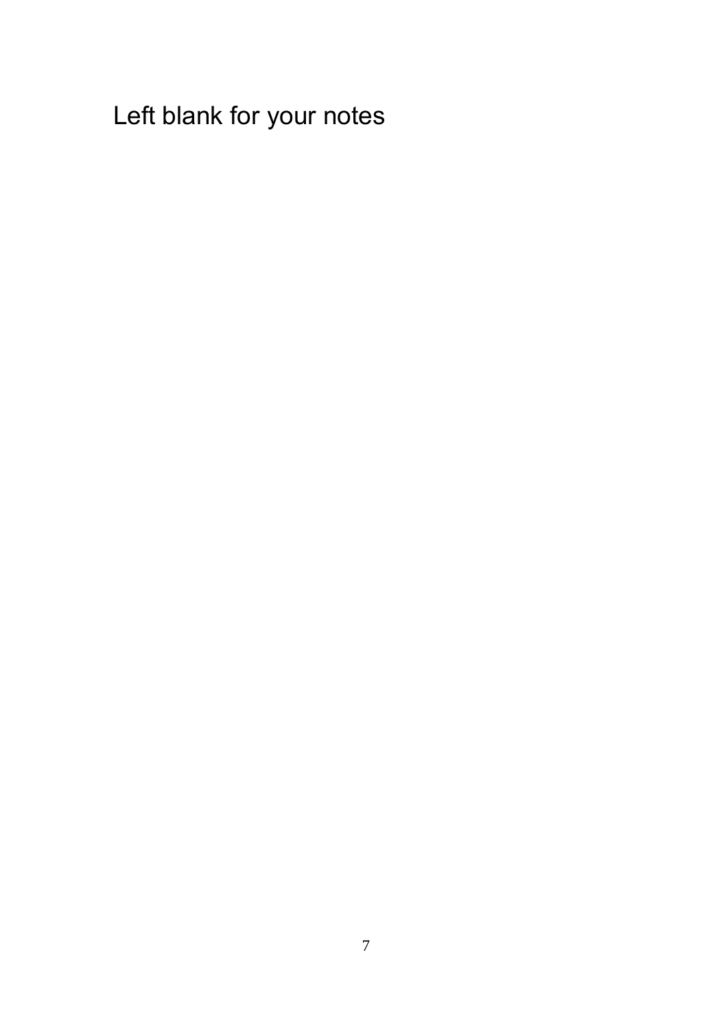Left blank for your notes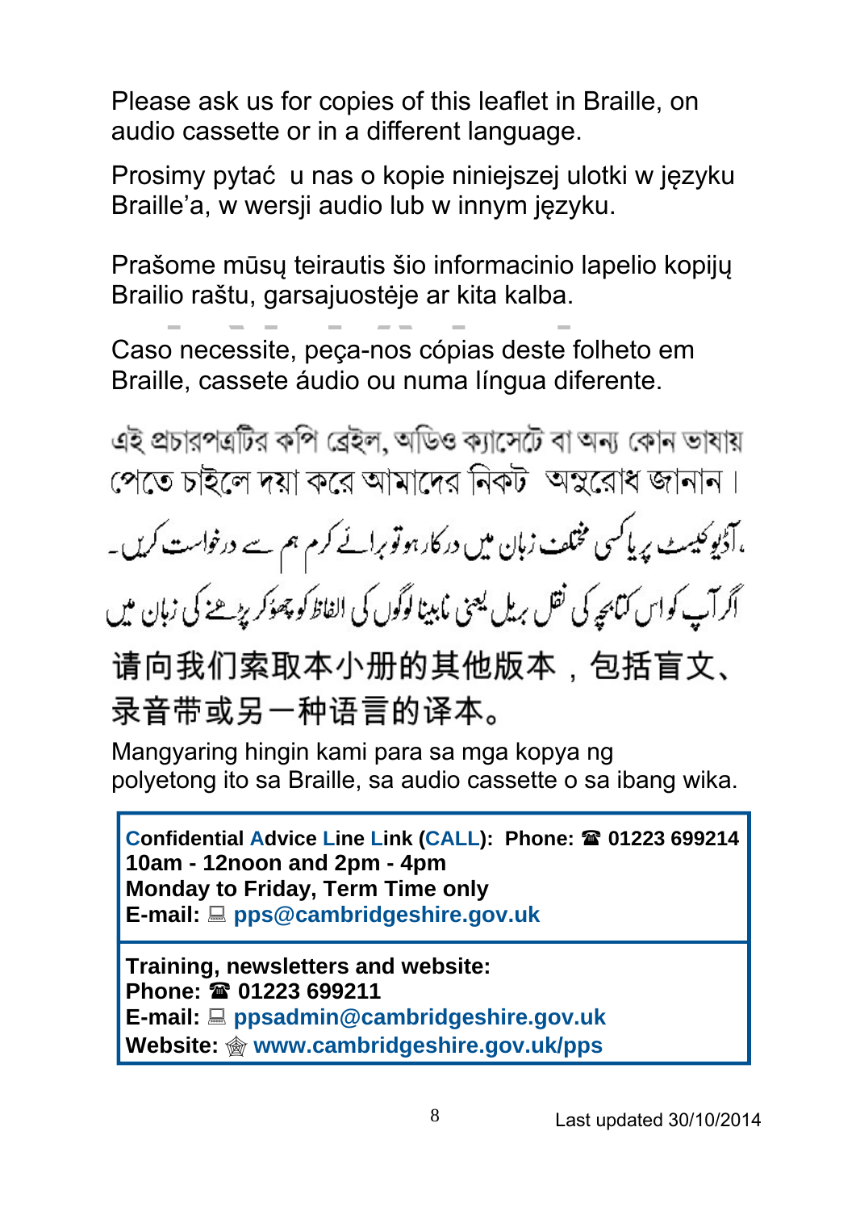Please ask us for copies of this leaflet in Braille, on audio cassette or in a different language.

Prosimy pytać u nas o kopie niniejszej ulotki w języku Braille'a, w wersji audio lub w innym języku.

Prašome mūsų teirautis šio informacinio lapelio kopijų Brailio raštu, garsajuostėje ar kita kalba.

Caso necessite, peça-nos cópias deste folheto em Braille, cassete áudio ou numa língua diferente.

এই প্রচারপত্রটির কপি ব্রেইল, অডিও ক্যাসেটে বা অন্য কোন ভাষায় পেতে চাইলে দয়া করে আমাদের নিকট অনুরোধ জানান।

اگر آپ کو اس کتابچہ کی نقل بریل یعنی نابینا لوگوں کی الفاظ کو چھو کر پڑھنے کی زبان میں، آڈیو کیسٹ پر یا کسی مختلف زبان میں درکار ہو تو برائے کرم ہم سے درخواست کریں۔

请向我们索取本小册的其他版本，包括盲文、录音带或另一种语言的译本。

Mangyaring hingin kami para sa mga kopya ng polyetong ito sa Braille, sa audio cassette o sa ibang wika.

| |
|---|
| **Confidential Advice Line Link (CALL): Phone: ☎ 01223 699214**<br>**10am - 12noon and 2pm - 4pm**<br>**Monday to Friday, Term Time only**<br>**E-mail: pps@cambridgeshire.gov.uk** |
| **Training, newsletters and website:**<br>**Phone: ☎ 01223 699211**<br>**E-mail: ppsadmin@cambridgeshire.gov.uk**<br>**Website: www.cambridgeshire.gov.uk/pps** |

Last updated 30/10/2014